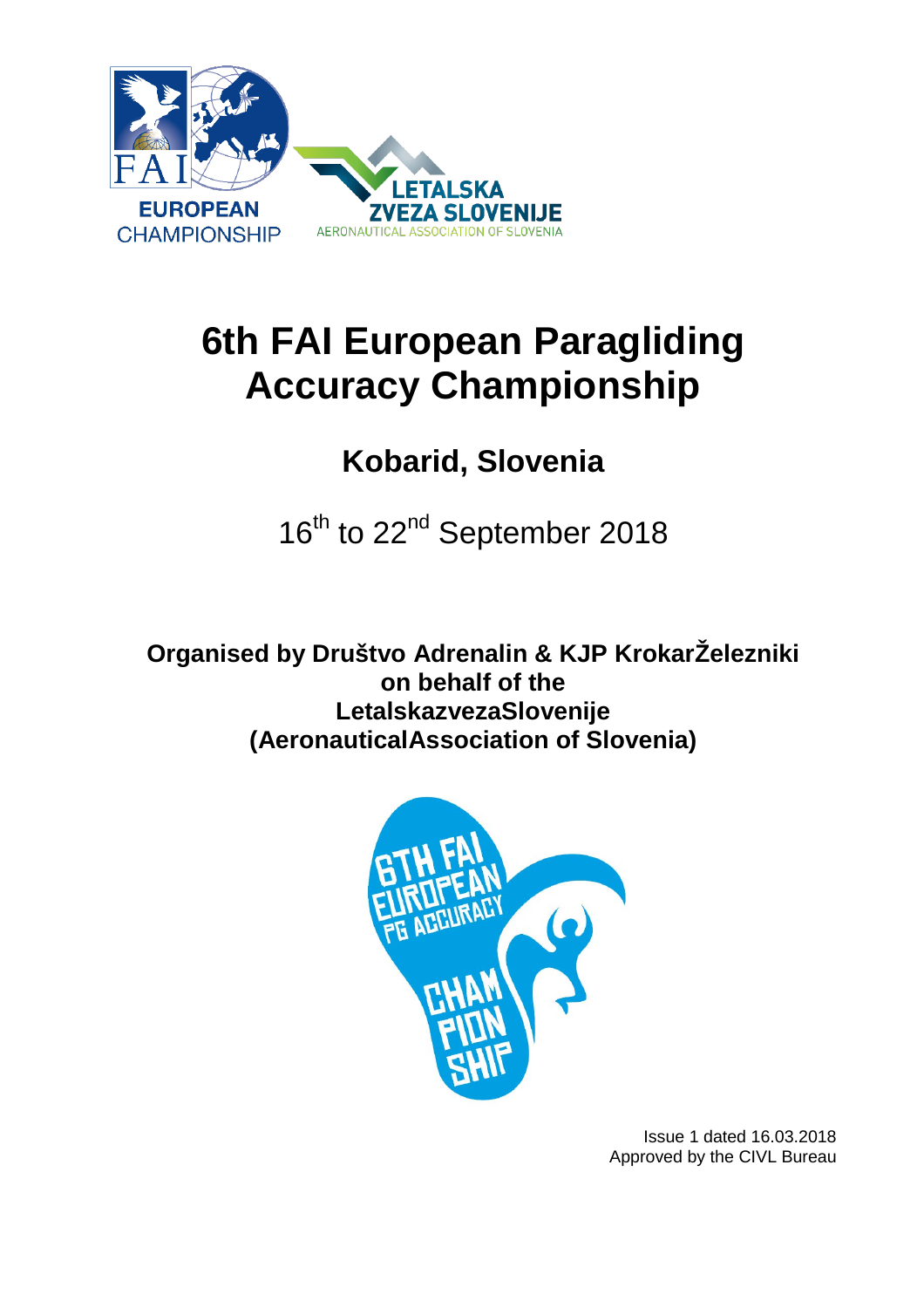# 6th FAI European Paragliding Accuracy Championship

## Kobarid, Slovenia

16th to 22nd September 2018

**Organised by Društvo Adrenalin & KJP KrokarŽelezniki on behalf of the LetalskazvezaSlovenije (AeronauticalAssociation of Slovenia)**

Issue 1 dated 16.03.2018
Approved by the CIVL Bureau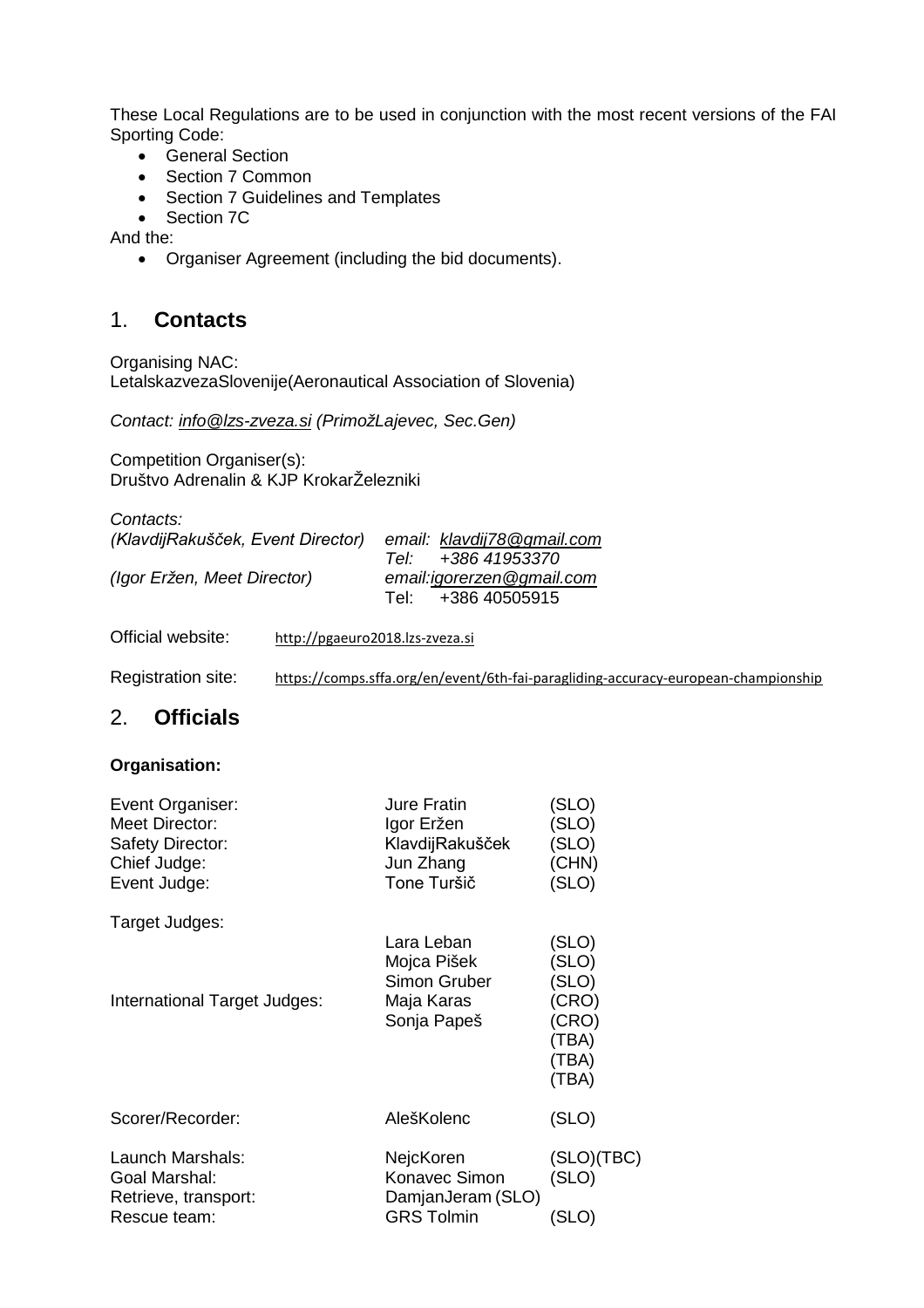These Local Regulations are to be used in conjunction with the most recent versions of the FAI Sporting Code:

- General Section
- Section 7 Common
- Section 7 Guidelines and Templates
- Section 7C

And the:

- Organiser Agreement (including the bid documents).

## 1. **Contacts**

Organising NAC:
LetalskazvezaSlovenije(Aeronautical Association of Slovenia)

*Contact: info@lzs-zveza.si (PrimožLajevec, Sec.Gen)*

Competition Organiser(s):
Društvo Adrenalin & KJP KrokarŽelezniki

*Contacts:*

| | |
|---|---|
| *(KlavdijRakušček, Event Director)* | *email: klavdij78@gmail.com* |
| | *Tel: +386 41953370* |
| *(Igor Eržen, Meet Director)* | *email:igorerzen@gmail.com* |
| | Tel: +386 40505915 |

Official website: http://pgaeuro2018.lzs-zveza.si

Registration site: https://comps.sffa.org/en/event/6th-fai-paragliding-accuracy-european-championship

## 2. **Officials**

**Organisation:**

| | | |
|---|---|---|
| Event Organiser: | Jure Fratin | (SLO) |
| Meet Director: | Igor Eržen | (SLO) |
| Safety Director: | KlavdijRakušček | (SLO) |
| Chief Judge: | Jun Zhang | (CHN) |
| Event Judge: | Tone Turšič | (SLO) |
| Target Judges: | | |
| | Lara Leban | (SLO) |
| | Mojca Pišek | (SLO) |
| | Simon Gruber | (SLO) |
| International Target Judges: | Maja Karas | (CRO) |
| | Sonja Papeš | (CRO) |
| | | (TBA) |
| | | (TBA) |
| | | (TBA) |
| Scorer/Recorder: | AlešKolenc | (SLO) |
| Launch Marshals: | NejcKoren | (SLO)(TBC) |
| Goal Marshal: | Konavec Simon | (SLO) |
| Retrieve, transport: | DamjanJeram (SLO) | |
| Rescue team: | GRS Tolmin | (SLO) |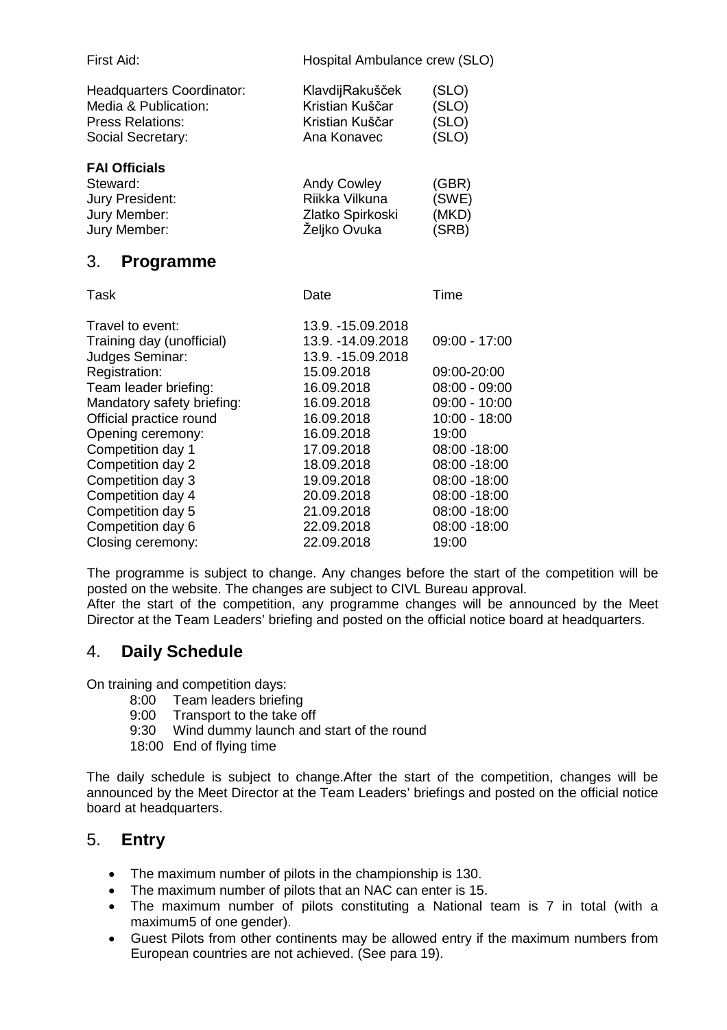| | | |
|---|---|---|
| First Aid: | Hospital Ambulance crew (SLO) | |
| Headquarters Coordinator: | KlavdijRakušček | (SLO) |
| Media & Publication: | Kristian Kuščar | (SLO) |
| Press Relations: | Kristian Kuščar | (SLO) |
| Social Secretary: | Ana Konavec | (SLO) |

**FAI Officials**

| | | |
|---|---|---|
| Steward: | Andy Cowley | (GBR) |
| Jury President: | Riikka Vilkuna | (SWE) |
| Jury Member: | Zlatko Spirkoski | (MKD) |
| Jury Member: | Željko Ovuka | (SRB) |

## 3. **Programme**

| Task | Date | Time |
|---|---|---|
| Travel to event: | 13.9. -15.09.2018 | |
| Training day (unofficial) | 13.9. -14.09.2018 | 09:00 - 17:00 |
| Judges Seminar: | 13.9. -15.09.2018 | |
| Registration: | 15.09.2018 | 09:00-20:00 |
| Team leader briefing: | 16.09.2018 | 08:00 - 09:00 |
| Mandatory safety briefing: | 16.09.2018 | 09:00 - 10:00 |
| Official practice round | 16.09.2018 | 10:00 - 18:00 |
| Opening ceremony: | 16.09.2018 | 19:00 |
| Competition day 1 | 17.09.2018 | 08:00 -18:00 |
| Competition day 2 | 18.09.2018 | 08:00 -18:00 |
| Competition day 3 | 19.09.2018 | 08:00 -18:00 |
| Competition day 4 | 20.09.2018 | 08:00 -18:00 |
| Competition day 5 | 21.09.2018 | 08:00 -18:00 |
| Competition day 6 | 22.09.2018 | 08:00 -18:00 |
| Closing ceremony: | 22.09.2018 | 19:00 |

The programme is subject to change. Any changes before the start of the competition will be posted on the website. The changes are subject to CIVL Bureau approval.
After the start of the competition, any programme changes will be announced by the Meet Director at the Team Leaders' briefing and posted on the official notice board at headquarters.

## 4. **Daily Schedule**

On training and competition days:

- 8:00 Team leaders briefing
- 9:00 Transport to the take off
- 9:30 Wind dummy launch and start of the round
- 18:00 End of flying time

The daily schedule is subject to change.After the start of the competition, changes will be announced by the Meet Director at the Team Leaders' briefings and posted on the official notice board at headquarters.

## 5. **Entry**

- The maximum number of pilots in the championship is 130.
- The maximum number of pilots that an NAC can enter is 15.
- The maximum number of pilots constituting a National team is 7 in total (with a maximum5 of one gender).
- Guest Pilots from other continents may be allowed entry if the maximum numbers from European countries are not achieved. (See para 19).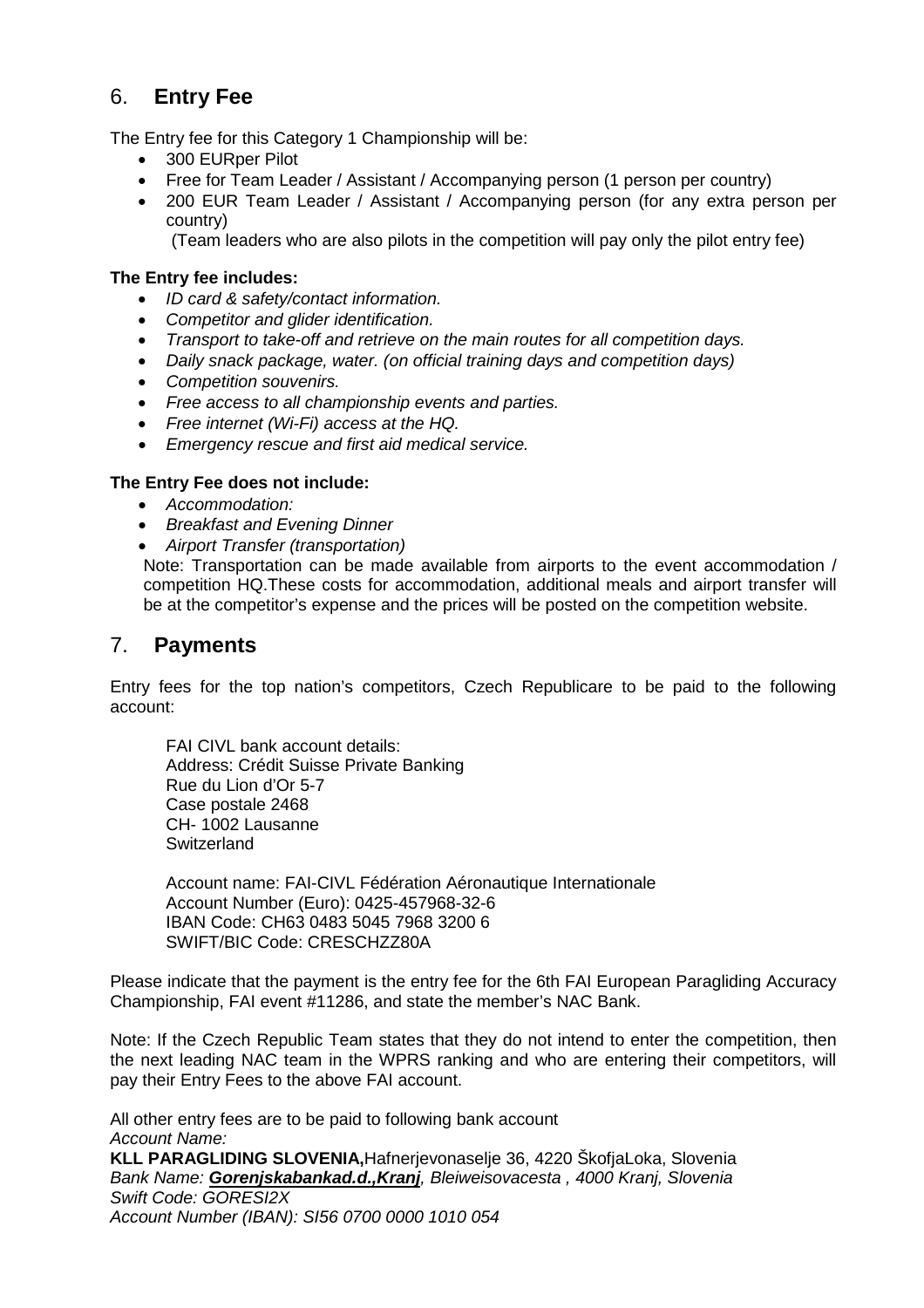## 6. **Entry Fee**

The Entry fee for this Category 1 Championship will be:

- 300 EURper Pilot
- Free for Team Leader / Assistant / Accompanying person (1 person per country)
- 200 EUR Team Leader / Assistant / Accompanying person (for any extra person per country)
  (Team leaders who are also pilots in the competition will pay only the pilot entry fee)

**The Entry fee includes:**

- *ID card & safety/contact information.*
- *Competitor and glider identification.*
- *Transport to take-off and retrieve on the main routes for all competition days.*
- *Daily snack package, water. (on official training days and competition days)*
- *Competition souvenirs.*
- *Free access to all championship events and parties.*
- *Free internet (Wi-Fi) access at the HQ.*
- *Emergency rescue and first aid medical service.*

**The Entry Fee does not include:**

- *Accommodation:*
- *Breakfast and Evening Dinner*
- *Airport Transfer (transportation)*

Note: Transportation can be made available from airports to the event accommodation / competition HQ.These costs for accommodation, additional meals and airport transfer will be at the competitor's expense and the prices will be posted on the competition website.

## 7. **Payments**

Entry fees for the top nation's competitors, Czech Republicare to be paid to the following account:

FAI CIVL bank account details:
Address: Crédit Suisse Private Banking
Rue du Lion d'Or 5-7
Case postale 2468
CH- 1002 Lausanne
Switzerland

Account name: FAI-CIVL Fédération Aéronautique Internationale
Account Number (Euro): 0425-457968-32-6
IBAN Code: CH63 0483 5045 7968 3200 6
SWIFT/BIC Code: CRESCHZZ80A

Please indicate that the payment is the entry fee for the 6th FAI European Paragliding Accuracy Championship, FAI event #11286, and state the member's NAC Bank.

Note: If the Czech Republic Team states that they do not intend to enter the competition, then the next leading NAC team in the WPRS ranking and who are entering their competitors, will pay their Entry Fees to the above FAI account.

All other entry fees are to be paid to following bank account
*Account Name:*
**KLL PARAGLIDING SLOVENIA,**Hafnerjevonaselje 36, 4220 ŠkofjaLoka, Slovenia
*Bank Name:* ***Gorenjskabankad.d.,Kranj****, Bleiweisovacesta , 4000 Kranj, Slovenia*
*Swift Code: GORESI2X*
*Account Number (IBAN): SI56 0700 0000 1010 054*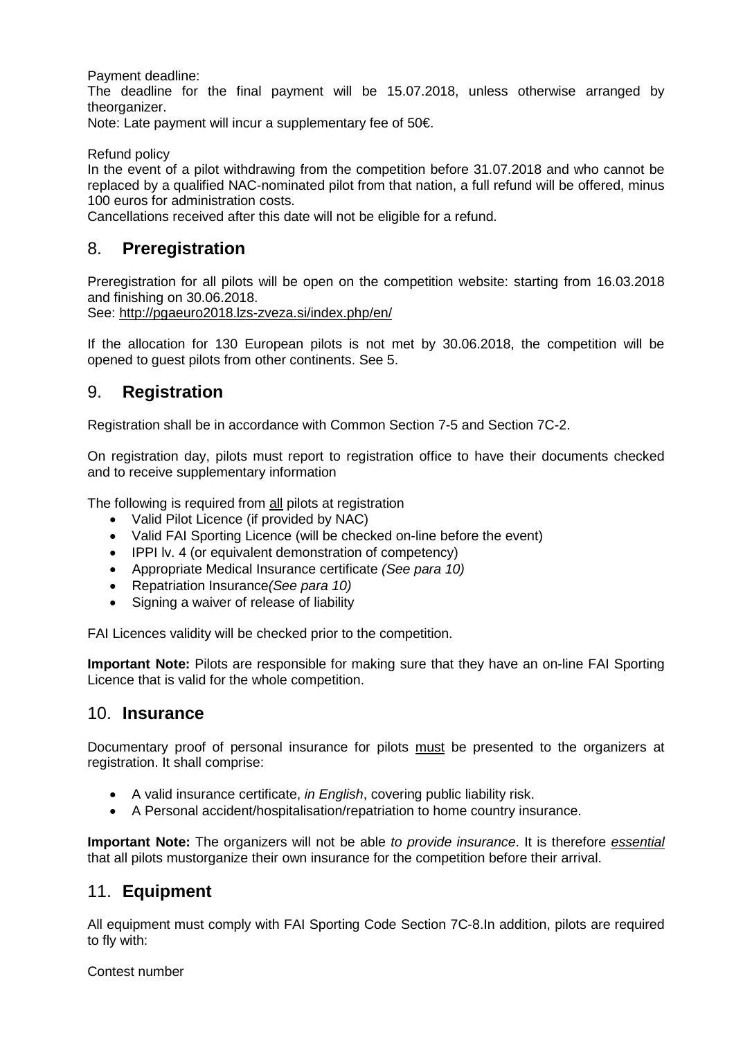Payment deadline:

The deadline for the final payment will be 15.07.2018, unless otherwise arranged by theorganizer.

Note: Late payment will incur a supplementary fee of 50€.

Refund policy

In the event of a pilot withdrawing from the competition before 31.07.2018 and who cannot be replaced by a qualified NAC-nominated pilot from that nation, a full refund will be offered, minus 100 euros for administration costs.

Cancellations received after this date will not be eligible for a refund.

## 8. **Preregistration**

Preregistration for all pilots will be open on the competition website: starting from 16.03.2018 and finishing on 30.06.2018.

See: http://pgaeuro2018.lzs-zveza.si/index.php/en/

If the allocation for 130 European pilots is not met by 30.06.2018, the competition will be opened to guest pilots from other continents. See 5.

## 9. **Registration**

Registration shall be in accordance with Common Section 7-5 and Section 7C-2.

On registration day, pilots must report to registration office to have their documents checked and to receive supplementary information

The following is required from all pilots at registration

- Valid Pilot Licence (if provided by NAC)
- Valid FAI Sporting Licence (will be checked on-line before the event)
- IPPI lv. 4 (or equivalent demonstration of competency)
- Appropriate Medical Insurance certificate *(See para 10)*
- Repatriation Insurance*(See para 10)*
- Signing a waiver of release of liability

FAI Licences validity will be checked prior to the competition.

**Important Note:** Pilots are responsible for making sure that they have an on-line FAI Sporting Licence that is valid for the whole competition.

## 10. **Insurance**

Documentary proof of personal insurance for pilots must be presented to the organizers at registration. It shall comprise:

- A valid insurance certificate, *in English*, covering public liability risk.
- A Personal accident/hospitalisation/repatriation to home country insurance.

**Important Note:** The organizers will not be able *to provide insurance*. It is therefore *essential* that all pilots mustorganize their own insurance for the competition before their arrival.

## 11. **Equipment**

All equipment must comply with FAI Sporting Code Section 7C-8.In addition, pilots are required to fly with:

Contest number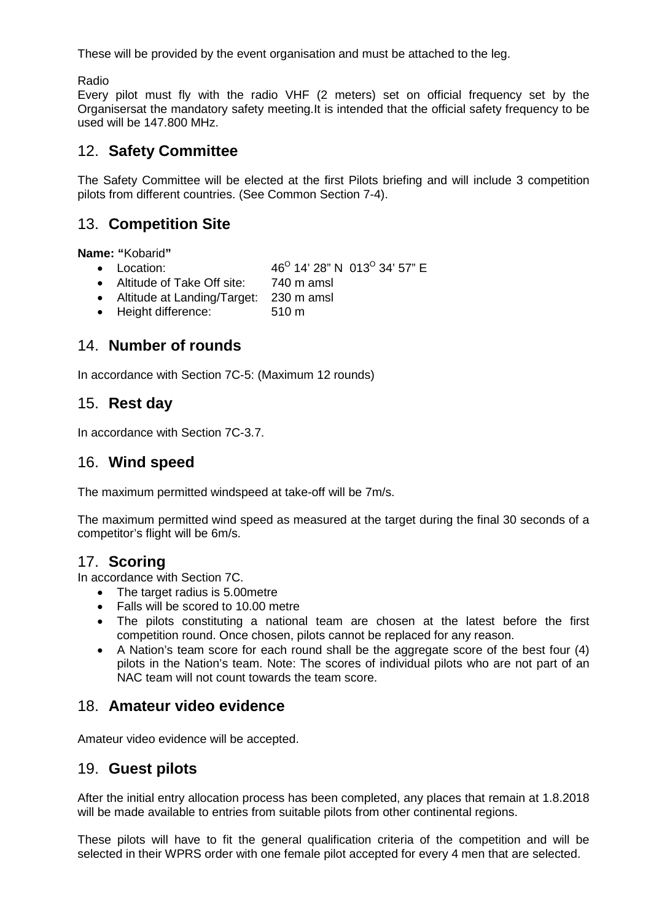These will be provided by the event organisation and must be attached to the leg.

Radio

Every pilot must fly with the radio VHF (2 meters) set on official frequency set by the Organisersat the mandatory safety meeting.It is intended that the official safety frequency to be used will be 147.800 MHz.

## 12. **Safety Committee**

The Safety Committee will be elected at the first Pilots briefing and will include 3 competition pilots from different countries. (See Common Section 7-4).

## 13. **Competition Site**

**Name: "**Kobarid**"**

- Location: 46$^{O}$ 14' 28" N 013$^{O}$ 34' 57" E
- Altitude of Take Off site: 740 m amsl
- Altitude at Landing/Target: 230 m amsl
- Height difference: 510 m

## 14. **Number of rounds**

In accordance with Section 7C-5: (Maximum 12 rounds)

## 15. **Rest day**

In accordance with Section 7C-3.7.

## 16. **Wind speed**

The maximum permitted windspeed at take-off will be 7m/s.

The maximum permitted wind speed as measured at the target during the final 30 seconds of a competitor's flight will be 6m/s.

## 17. **Scoring**

In accordance with Section 7C.

- The target radius is 5.00metre
- Falls will be scored to 10.00 metre
- The pilots constituting a national team are chosen at the latest before the first competition round. Once chosen, pilots cannot be replaced for any reason.
- A Nation's team score for each round shall be the aggregate score of the best four (4) pilots in the Nation's team. Note: The scores of individual pilots who are not part of an NAC team will not count towards the team score.

## 18. **Amateur video evidence**

Amateur video evidence will be accepted.

## 19. **Guest pilots**

After the initial entry allocation process has been completed, any places that remain at 1.8.2018 will be made available to entries from suitable pilots from other continental regions.

These pilots will have to fit the general qualification criteria of the competition and will be selected in their WPRS order with one female pilot accepted for every 4 men that are selected.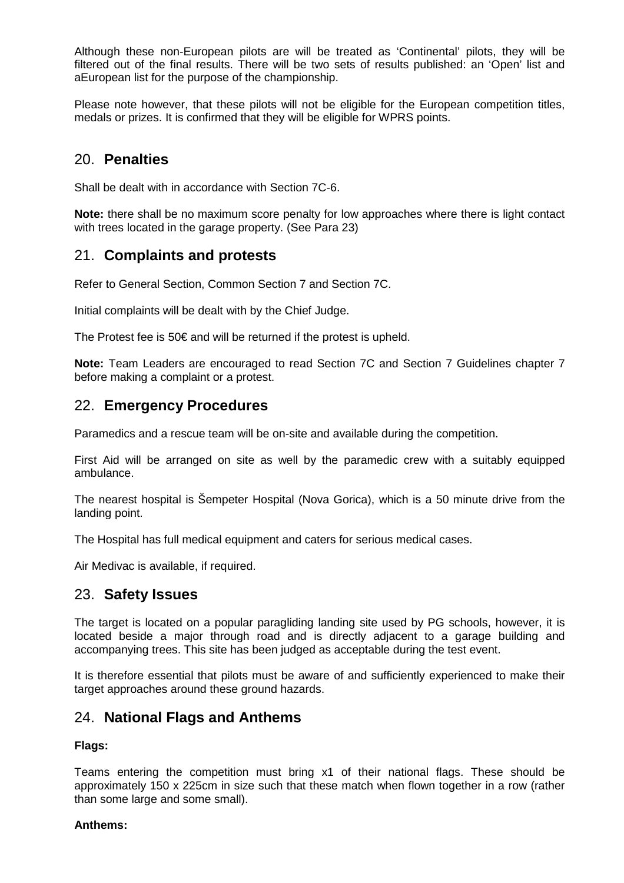Although these non-European pilots are will be treated as 'Continental' pilots, they will be filtered out of the final results. There will be two sets of results published: an 'Open' list and aEuropean list for the purpose of the championship.

Please note however, that these pilots will not be eligible for the European competition titles, medals or prizes. It is confirmed that they will be eligible for WPRS points.

## 20. **Penalties**

Shall be dealt with in accordance with Section 7C-6.

**Note:** there shall be no maximum score penalty for low approaches where there is light contact with trees located in the garage property. (See Para 23)

## 21. **Complaints and protests**

Refer to General Section, Common Section 7 and Section 7C.

Initial complaints will be dealt with by the Chief Judge.

The Protest fee is 50€ and will be returned if the protest is upheld.

**Note:** Team Leaders are encouraged to read Section 7C and Section 7 Guidelines chapter 7 before making a complaint or a protest.

## 22. **Emergency Procedures**

Paramedics and a rescue team will be on-site and available during the competition.

First Aid will be arranged on site as well by the paramedic crew with a suitably equipped ambulance.

The nearest hospital is Šempeter Hospital (Nova Gorica), which is a 50 minute drive from the landing point.

The Hospital has full medical equipment and caters for serious medical cases.

Air Medivac is available, if required.

## 23. **Safety Issues**

The target is located on a popular paragliding landing site used by PG schools, however, it is located beside a major through road and is directly adjacent to a garage building and accompanying trees. This site has been judged as acceptable during the test event.

It is therefore essential that pilots must be aware of and sufficiently experienced to make their target approaches around these ground hazards.

## 24. **National Flags and Anthems**

**Flags:**

Teams entering the competition must bring x1 of their national flags. These should be approximately 150 x 225cm in size such that these match when flown together in a row (rather than some large and some small).

**Anthems:**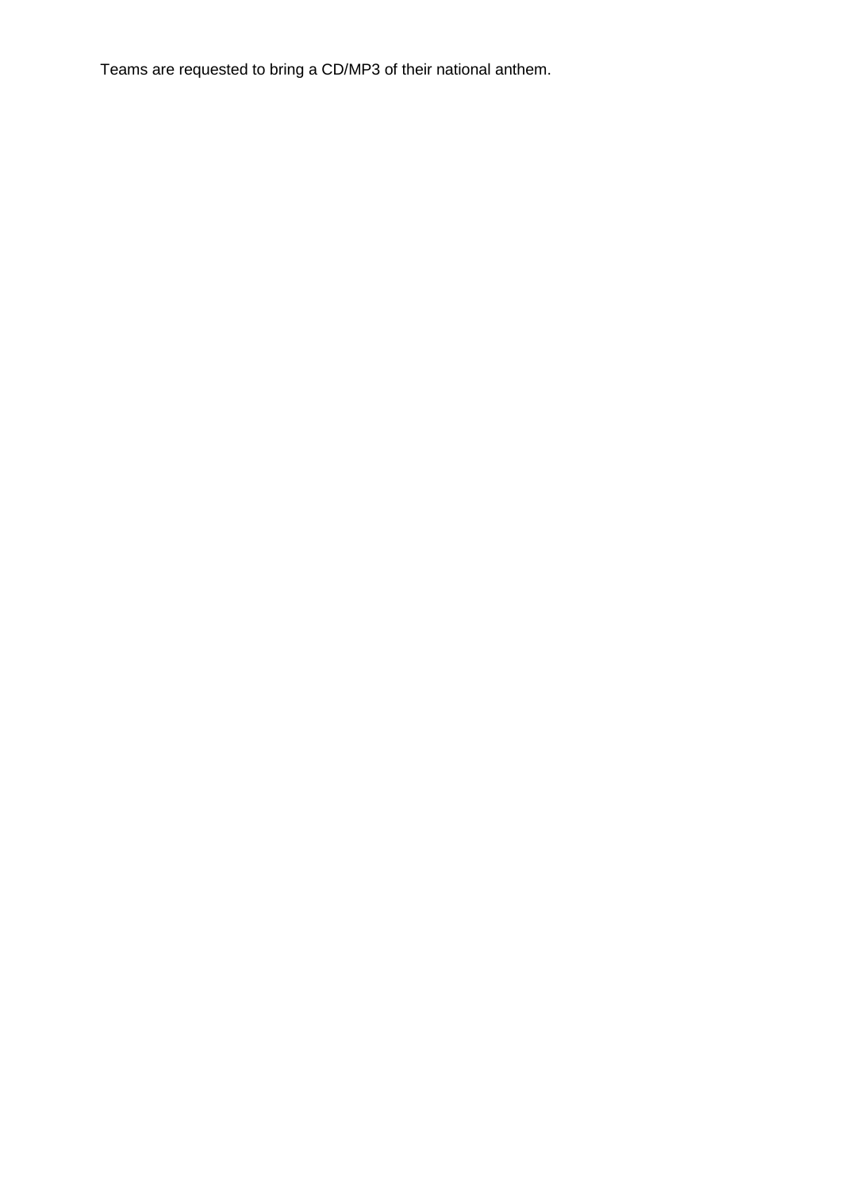Teams are requested to bring a CD/MP3 of their national anthem.